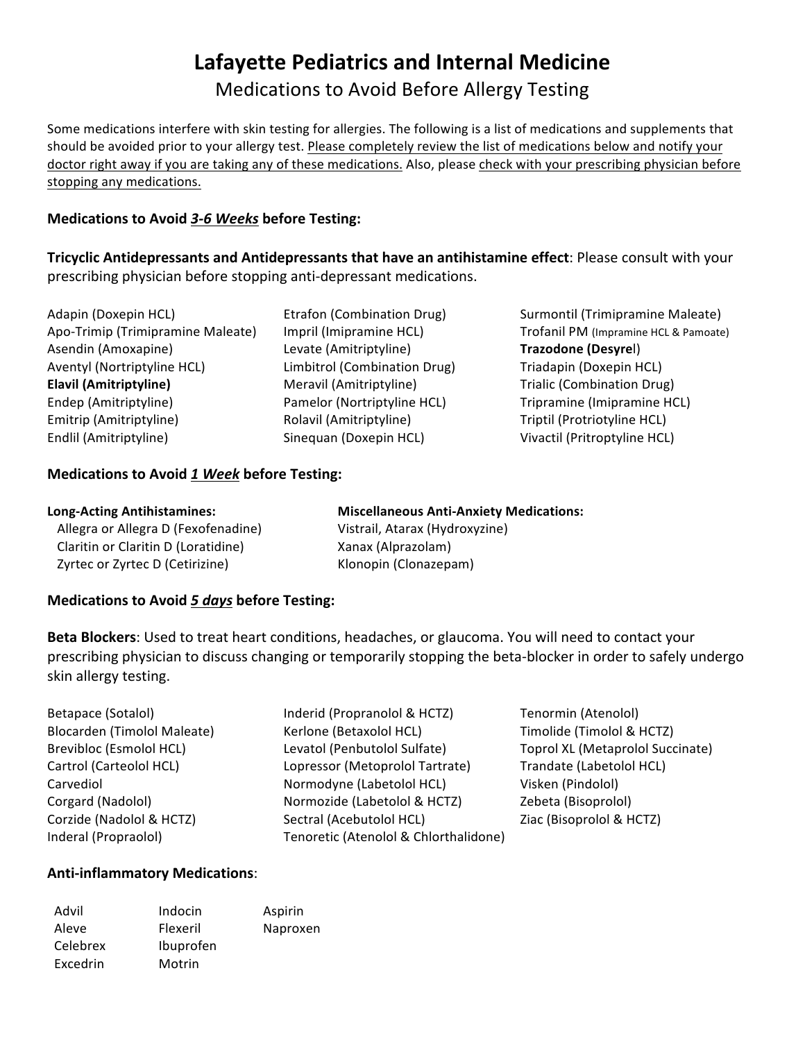# Lafayette Pediatrics and Internal Medicine

## Medications to Avoid Before Allergy Testing

Some medications interfere with skin testing for allergies. The following is a list of medications and supplements that should be avoided prior to your allergy test. Please completely review the list of medications below and notify your doctor right away if you are taking any of these medications. Also, please check with your prescribing physician before stopping any medications.

### Medications to Avoid *3-6 Weeks* before Testing:

**Tricyclic Antidepressants and Antidepressants that have an antihistamine effect**: Please consult with your prescribing physician before stopping anti-depressant medications.

- Adapin (Doxepin HCL)
- Apo-Trimip (Trimipramine Maleate)
- Asendin (Amoxapine)
- Aventyl (Nortriptyline HCL)
- **Elavil (Amitriptyline)**
- Endep (Amitriptyline)
- Emitrip (Amitriptyline)
- Endlil (Amitriptyline)
- Etrafon (Combination Drug)
- Impril (Imipramine HCL)
- Levate (Amitriptyline)
- Limbitrol (Combination Drug)
- Meravil (Amitriptyline)
- Pamelor (Nortriptyline HCL)
- Rolavil (Amitriptyline)
- Sinequan (Doxepin HCL)
- Surmontil (Trimipramine Maleate)
- Trofanil PM (Impramine HCL & Pamoate)
- **Trazodone (Desyre**l)
- Triadapin (Doxepin HCL)
- Trialic (Combination Drug)
- Tripramine (Imipramine HCL)
- Triptil (Protriotyline HCL)
- Vivactil (Pritroptyline HCL)

### Medications to Avoid *1 Week* before Testing:

**Long-Acting Antihistamines:**

- Allegra or Allegra D (Fexofenadine)
- Claritin or Claritin D (Loratidine)
- Zyrtec or Zyrtec D (Cetirizine)

**Miscellaneous Anti-Anxiety Medications:**

- Vistrail, Atarax (Hydroxyzine)
- Xanax (Alprazolam)
- Klonopin (Clonazepam)

### Medications to Avoid *5 days* before Testing:

**Beta Blockers**: Used to treat heart conditions, headaches, or glaucoma. You will need to contact your prescribing physician to discuss changing or temporarily stopping the beta-blocker in order to safely undergo skin allergy testing.

- Betapace (Sotalol)
- Blocarden (Timolol Maleate)
- Brevibloc (Esmolol HCL)
- Cartrol (Carteolol HCL)
- Carvediol
- Corgard (Nadolol)
- Corzide (Nadolol & HCTZ)
- Inderal (Propraolol)
- Inderid (Propranolol & HCTZ)
- Kerlone (Betaxolol HCL)
- Levatol (Penbutolol Sulfate)
- Lopressor (Metoprolol Tartrate)
- Normodyne (Labetolol HCL)
- Normozide (Labetolol & HCTZ)
- Sectral (Acebutolol HCL)
- Tenoretic (Atenolol & Chlorthalidone)
- Tenormin (Atenolol)
- Timolide (Timolol & HCTZ)
- Toprol XL (Metaprolol Succinate)
- Trandate (Labetolol HCL)
- Visken (Pindolol)
- Zebeta (Bisoprolol)
- Ziac (Bisoprolol & HCTZ)

**Anti-inflammatory Medications**:

- Advil
- Aleve
- Celebrex
- Excedrin
- Indocin
- Flexeril
- Ibuprofen
- Motrin
- Aspirin
- Naproxen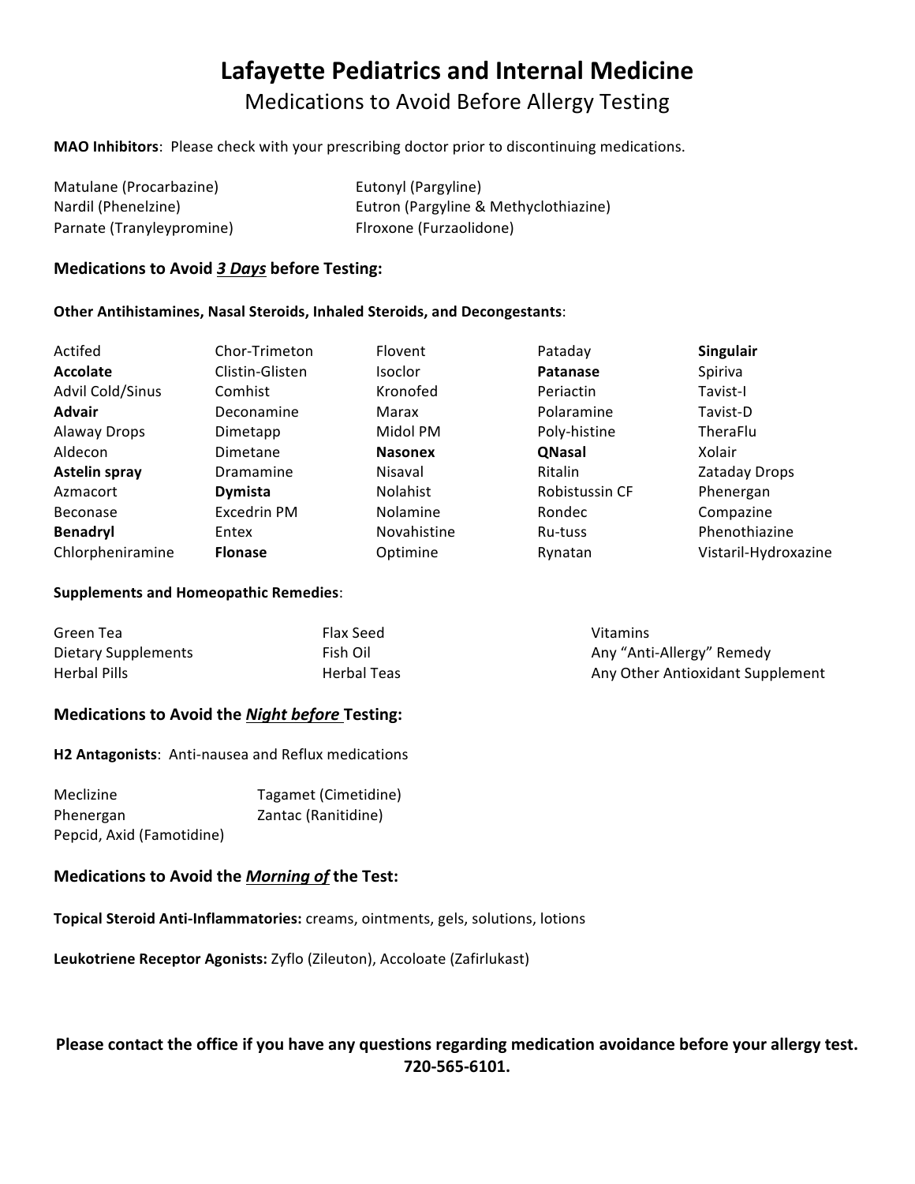# Lafayette Pediatrics and Internal Medicine

## Medications to Avoid Before Allergy Testing

**MAO Inhibitors**: Please check with your prescribing doctor prior to discontinuing medications.

| | |
|---|---|
| Matulane (Procarbazine) | Eutonyl (Pargyline) |
| Nardil (Phenelzine) | Eutron (Pargyline & Methyclothiazine) |
| Parnate (Tranyleypromine) | Flroxone (Furzaolidone) |

### Medications to Avoid ***3 Days*** before Testing:

**Other Antihistamines, Nasal Steroids, Inhaled Steroids, and Decongestants**:

| | | | | |
|---|---|---|---|---|
| Actifed | Chor-Trimeton | Flovent | Pataday | **Singulair** |
| **Accolate** | Clistin-Glisten | Isoclor | **Patanase** | Spiriva |
| Advil Cold/Sinus | Comhist | Kronofed | Periactin | Tavist-I |
| **Advair** | Deconamine | Marax | Polaramine | Tavist-D |
| Alaway Drops | Dimetapp | Midol PM | Poly-histine | TheraFlu |
| Aldecon | Dimetane | **Nasonex** | **QNasal** | Xolair |
| **Astelin spray** | Dramamine | Nisaval | Ritalin | Zataday Drops |
| Azmacort | **Dymista** | Nolahist | Robistussin CF | Phenergan |
| Beconase | Excedrin PM | Nolamine | Rondec | Compazine |
| **Benadryl** | Entex | Novahistine | Ru-tuss | Phenothiazine |
| Chlorpheniramine | **Flonase** | Optimine | Rynatan | Vistaril-Hydroxazine |

**Supplements and Homeopathic Remedies**:

| | | |
|---|---|---|
| Green Tea | Flax Seed | Vitamins |
| Dietary Supplements | Fish Oil | Any "Anti-Allergy" Remedy |
| Herbal Pills | Herbal Teas | Any Other Antioxidant Supplement |

### Medications to Avoid the ***Night before*** Testing:

**H2 Antagonists**: Anti-nausea and Reflux medications

| | |
|---|---|
| Meclizine | Tagamet (Cimetidine) |
| Phenergan | Zantac (Ranitidine) |
| Pepcid, Axid (Famotidine) | |

### Medications to Avoid the ***Morning of*** the Test:

**Topical Steroid Anti-Inflammatories:** creams, ointments, gels, solutions, lotions

**Leukotriene Receptor Agonists:** Zyflo (Zileuton), Accoloate (Zafirlukast)

**Please contact the office if you have any questions regarding medication avoidance before your allergy test. 720-565-6101.**